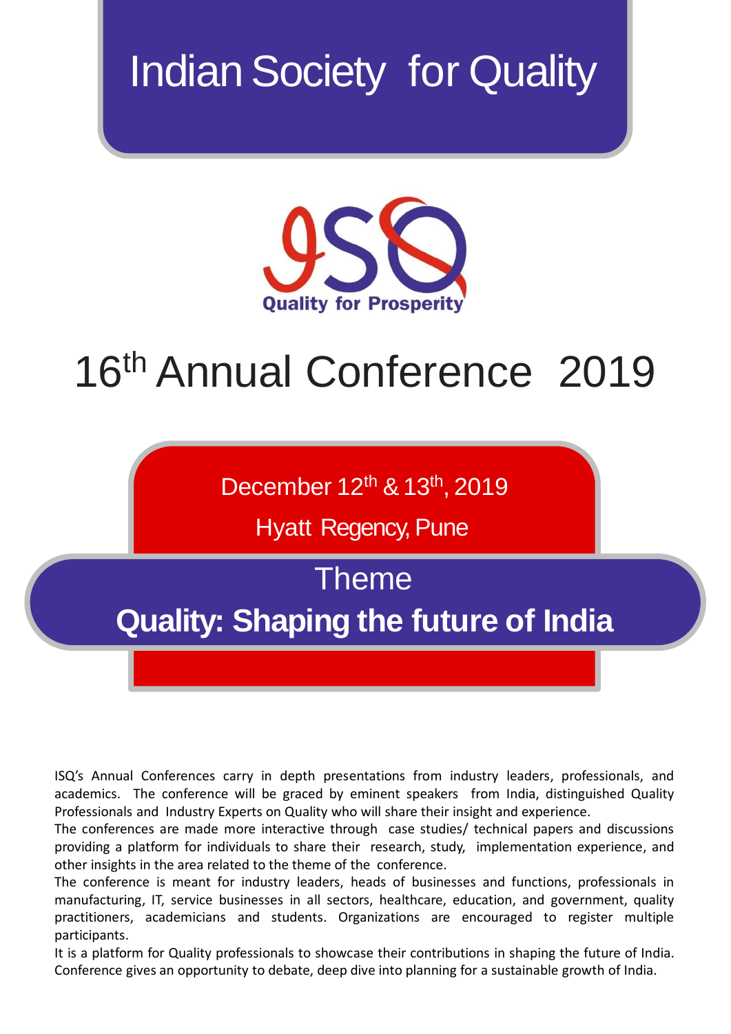# Indian Society for Quality

ISQ

Quality for Prosperity

# 16th Annual Conference 2019

December 12th & 13th, 2019

Hyatt Regency, Pune

## Theme

## **Quality: Shaping the future of India**

ISQ's Annual Conferences carry in depth presentations from industry leaders, professionals, and academics. The conference will be graced by eminent speakers from India, distinguished Quality Professionals and Industry Experts on Quality who will share their insight and experience.

The conferences are made more interactive through case studies/ technical papers and discussions providing a platform for individuals to share their research, study, implementation experience, and other insights in the area related to the theme of the conference.

The conference is meant for industry leaders, heads of businesses and functions, professionals in manufacturing, IT, service businesses in all sectors, healthcare, education, and government, quality practitioners, academicians and students. Organizations are encouraged to register multiple participants.

It is a platform for Quality professionals to showcase their contributions in shaping the future of India. Conference gives an opportunity to debate, deep dive into planning for a sustainable growth of India.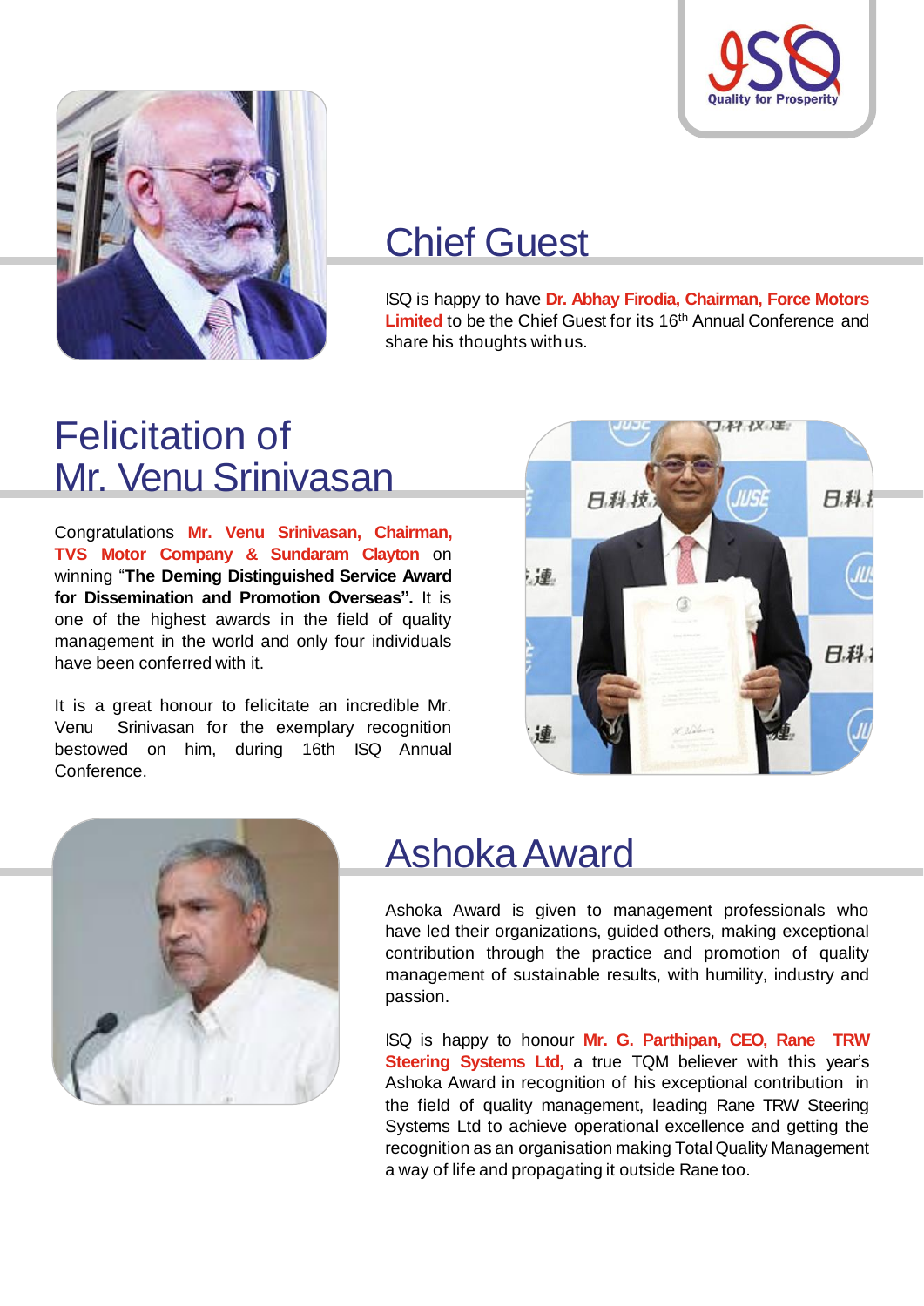## Chief Guest

ISQ is happy to have **Dr. Abhay Firodia, Chairman, Force Motors Limited** to be the Chief Guest for its 16th Annual Conference and share his thoughts with us.

## Felicitation of Mr. Venu Srinivasan

Congratulations **Mr. Venu Srinivasan, Chairman, TVS Motor Company & Sundaram Clayton** on winning "**The Deming Distinguished Service Award for Dissemination and Promotion Overseas".** It is one of the highest awards in the field of quality management in the world and only four individuals have been conferred with it.

It is a great honour to felicitate an incredible Mr. Venu Srinivasan for the exemplary recognition bestowed on him, during 16th ISQ Annual Conference.

## Ashoka Award

Ashoka Award is given to management professionals who have led their organizations, guided others, making exceptional contribution through the practice and promotion of quality management of sustainable results, with humility, industry and passion.

ISQ is happy to honour **Mr. G. Parthipan, CEO, Rane TRW Steering Systems Ltd,** a true TQM believer with this year's Ashoka Award in recognition of his exceptional contribution in the field of quality management, leading Rane TRW Steering Systems Ltd to achieve operational excellence and getting the recognition as an organisation making Total Quality Management a way of life and propagating it outside Rane too.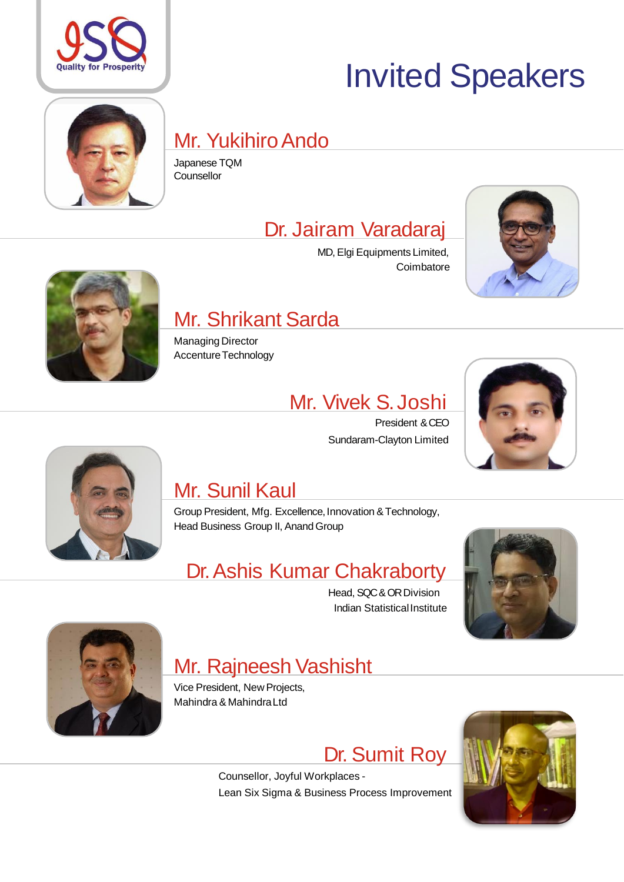Quality for Prosperity

# Invited Speakers

## Mr. Yukihiro Ando

Japanese TQM
Counsellor

## Dr. Jairam Varadaraj

MD, Elgi Equipments Limited,
Coimbatore

## Mr. Shrikant Sarda

Managing Director
Accenture Technology

## Mr. Vivek S. Joshi

President & CEO
Sundaram-Clayton Limited

## Mr. Sunil Kaul

Group President, Mfg. Excellence, Innovation & Technology,
Head Business Group II, Anand Group

## Dr. Ashis Kumar Chakraborty

Head, SQC & OR Division
Indian Statistical Institute

## Mr. Rajneesh Vashisht

Vice President, New Projects,
Mahindra & Mahindra Ltd

## Dr. Sumit Roy

Counsellor, Joyful Workplaces -
Lean Six Sigma & Business Process Improvement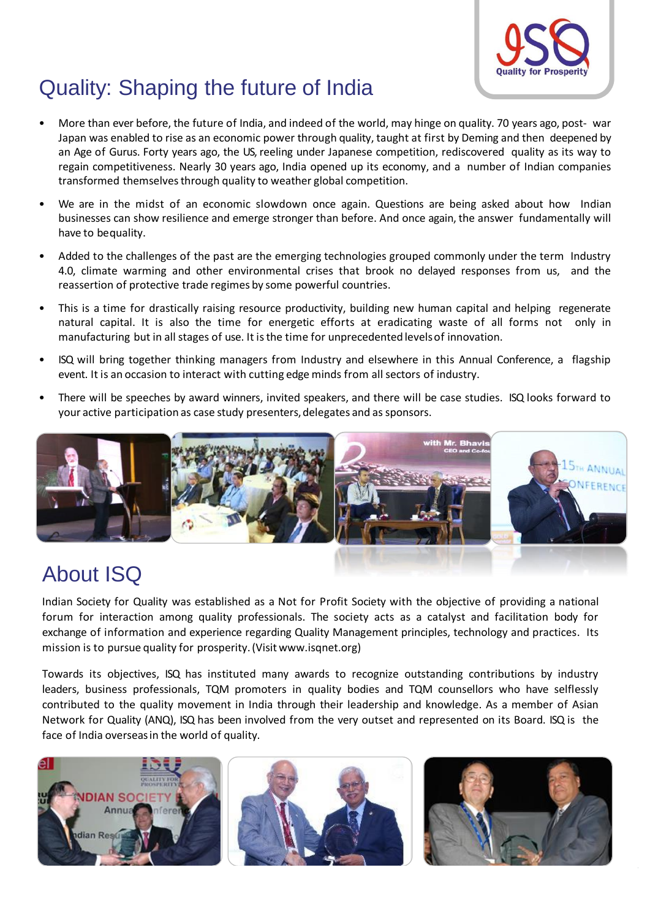# Quality: Shaping the future of India

- More than ever before, the future of India, and indeed of the world, may hinge on quality. 70 years ago, post- war Japan was enabled to rise as an economic power through quality, taught at first by Deming and then deepened by an Age of Gurus. Forty years ago, the US, reeling under Japanese competition, rediscovered quality as its way to regain competitiveness. Nearly 30 years ago, India opened up its economy, and a number of Indian companies transformed themselves through quality to weather global competition.
- We are in the midst of an economic slowdown once again. Questions are being asked about how Indian businesses can show resilience and emerge stronger than before. And once again, the answer fundamentally will have to bequality.
- Added to the challenges of the past are the emerging technologies grouped commonly under the term Industry 4.0, climate warming and other environmental crises that brook no delayed responses from us, and the reassertion of protective trade regimes by some powerful countries.
- This is a time for drastically raising resource productivity, building new human capital and helping regenerate natural capital. It is also the time for energetic efforts at eradicating waste of all forms not only in manufacturing but in all stages of use. It is the time for unprecedented levels of innovation.
- ISQ will bring together thinking managers from Industry and elsewhere in this Annual Conference, a flagship event. It is an occasion to interact with cutting edge minds from all sectors of industry.
- There will be speeches by award winners, invited speakers, and there will be case studies. ISQ looks forward to your active participation as case study presenters, delegates and as sponsors.

# About ISQ

Indian Society for Quality was established as a Not for Profit Society with the objective of providing a national forum for interaction among quality professionals. The society acts as a catalyst and facilitation body for exchange of information and experience regarding Quality Management principles, technology and practices. Its mission is to pursue quality for prosperity. (Visit www.isqnet.org)

Towards its objectives, ISQ has instituted many awards to recognize outstanding contributions by industry leaders, business professionals, TQM promoters in quality bodies and TQM counsellors who have selflessly contributed to the quality movement in India through their leadership and knowledge. As a member of Asian Network for Quality (ANQ), ISQ has been involved from the very outset and represented on its Board. ISQ is the face of India overseas in the world of quality.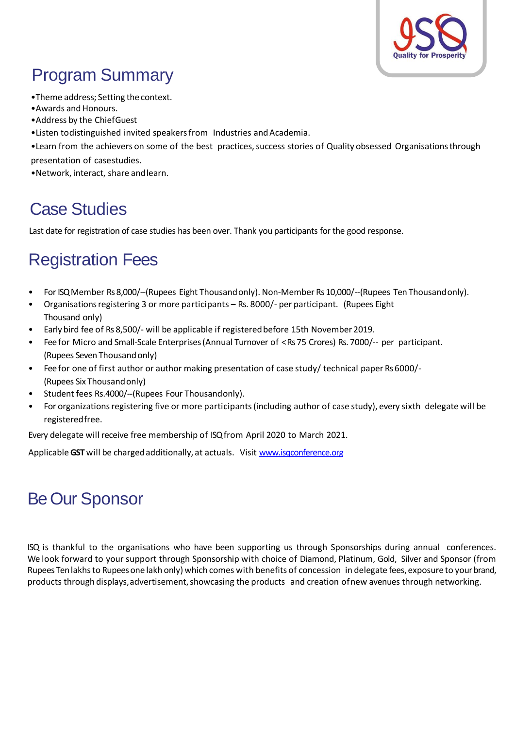## Program Summary

- Theme address; Setting the context.
- Awards and Honours.
- Address by the Chief Guest
- Listen to distinguished invited speakers from Industries and Academia.
- Learn from the achievers on some of the best practices, success stories of Quality obsessed Organisations through presentation of case studies.
- Network, interact, share and learn.

## Case Studies

Last date for registration of case studies has been over. Thank you participants for the good response.

## Registration Fees

- For ISQ Member Rs 8,000/--(Rupees Eight Thousand only). Non-Member Rs 10,000/--(Rupees Ten Thousand only).
- Organisations registering 3 or more participants – Rs. 8000/- per participant. (Rupees Eight Thousand only)
- Early bird fee of Rs 8,500/- will be applicable if registered before 15th November 2019.
- Fee for Micro and Small-Scale Enterprises (Annual Turnover of < Rs 75 Crores) Rs. 7000/-- per participant. (Rupees Seven Thousand only)
- Fee for one of first author or author making presentation of case study/ technical paper Rs 6000/- (Rupees Six Thousand only)
- Student fees Rs.4000/--(Rupees Four Thousand only).
- For organizations registering five or more participants (including author of case study), every sixth delegate will be registered free.

Every delegate will receive free membership of ISQ from April 2020 to March 2021.

Applicable **GST** will be charged additionally, at actuals. Visit www.isqconference.org

## Be Our Sponsor

ISQ is thankful to the organisations who have been supporting us through Sponsorships during annual conferences. We look forward to your support through Sponsorship with choice of Diamond, Platinum, Gold, Silver and Sponsor (from Rupees Ten lakhs to Rupees one lakh only) which comes with benefits of concession in delegate fees, exposure to your brand, products through displays, advertisement, showcasing the products and creation of new avenues through networking.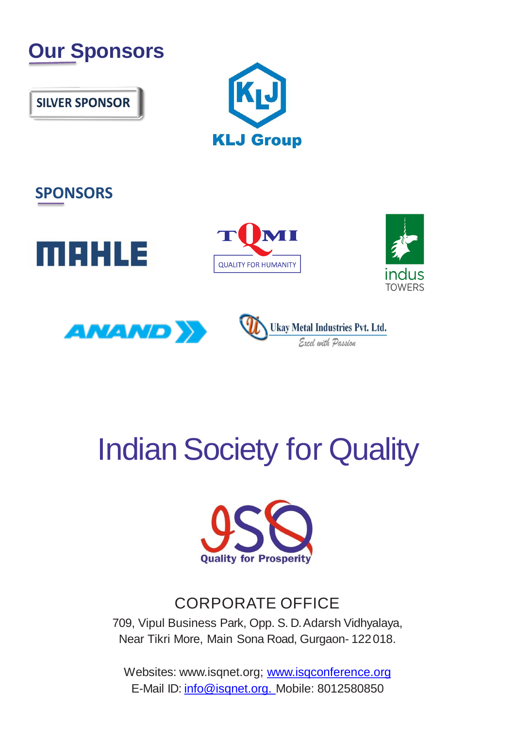## Our Sponsors

**SILVER SPONSOR**

KLJ Group

### SPONSORS

MAHLE

TQMI
QUALITY FOR HUMANITY

indus TOWERS

ANAND

Ukay Metal Industries Pvt. Ltd.
*Excel with Passion*

# Indian Society for Quality

ISQ
Quality for Prosperity

CORPORATE OFFICE

709, Vipul Business Park, Opp. S. D. Adarsh Vidhyalaya,
Near Tikri More, Main Sona Road, Gurgaon- 122018.

Websites: www.isqnet.org; www.isqconference.org
E-Mail ID: info@isqnet.org. Mobile: 8012580850